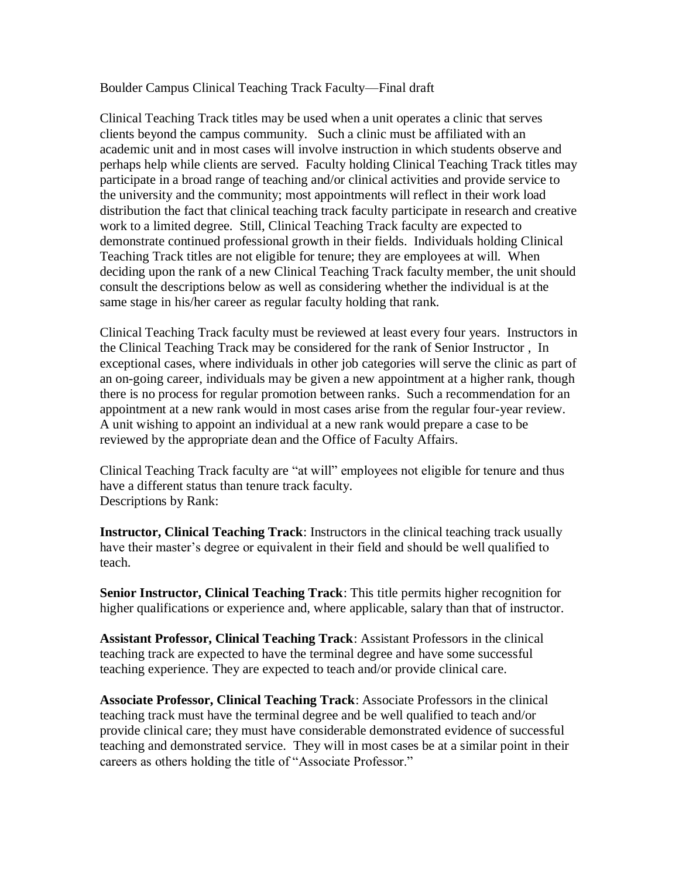Boulder Campus Clinical Teaching Track Faculty—Final draft

Clinical Teaching Track titles may be used when a unit operates a clinic that serves clients beyond the campus community. Such a clinic must be affiliated with an academic unit and in most cases will involve instruction in which students observe and perhaps help while clients are served. Faculty holding Clinical Teaching Track titles may participate in a broad range of teaching and/or clinical activities and provide service to the university and the community; most appointments will reflect in their work load distribution the fact that clinical teaching track faculty participate in research and creative work to a limited degree. Still, Clinical Teaching Track faculty are expected to demonstrate continued professional growth in their fields. Individuals holding Clinical Teaching Track titles are not eligible for tenure; they are employees at will. When deciding upon the rank of a new Clinical Teaching Track faculty member, the unit should consult the descriptions below as well as considering whether the individual is at the same stage in his/her career as regular faculty holding that rank.

Clinical Teaching Track faculty must be reviewed at least every four years. Instructors in the Clinical Teaching Track may be considered for the rank of Senior Instructor , In exceptional cases, where individuals in other job categories will serve the clinic as part of an on-going career, individuals may be given a new appointment at a higher rank, though there is no process for regular promotion between ranks. Such a recommendation for an appointment at a new rank would in most cases arise from the regular four-year review. A unit wishing to appoint an individual at a new rank would prepare a case to be reviewed by the appropriate dean and the Office of Faculty Affairs.

Clinical Teaching Track faculty are "at will" employees not eligible for tenure and thus have a different status than tenure track faculty.
Descriptions by Rank:

**Instructor, Clinical Teaching Track**: Instructors in the clinical teaching track usually have their master's degree or equivalent in their field and should be well qualified to teach.

**Senior Instructor, Clinical Teaching Track**: This title permits higher recognition for higher qualifications or experience and, where applicable, salary than that of instructor.

**Assistant Professor, Clinical Teaching Track**: Assistant Professors in the clinical teaching track are expected to have the terminal degree and have some successful teaching experience. They are expected to teach and/or provide clinical care.

**Associate Professor, Clinical Teaching Track**: Associate Professors in the clinical teaching track must have the terminal degree and be well qualified to teach and/or provide clinical care; they must have considerable demonstrated evidence of successful teaching and demonstrated service. They will in most cases be at a similar point in their careers as others holding the title of "Associate Professor."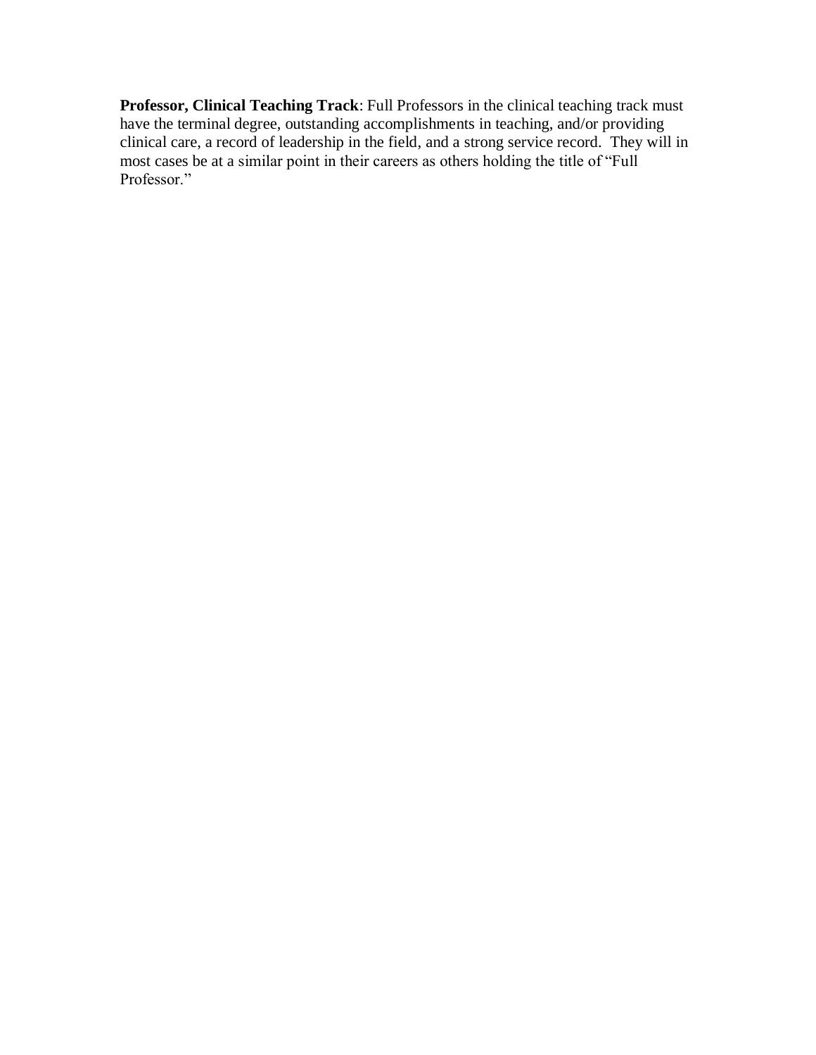**Professor, Clinical Teaching Track**: Full Professors in the clinical teaching track must have the terminal degree, outstanding accomplishments in teaching, and/or providing clinical care, a record of leadership in the field, and a strong service record. They will in most cases be at a similar point in their careers as others holding the title of "Full Professor."